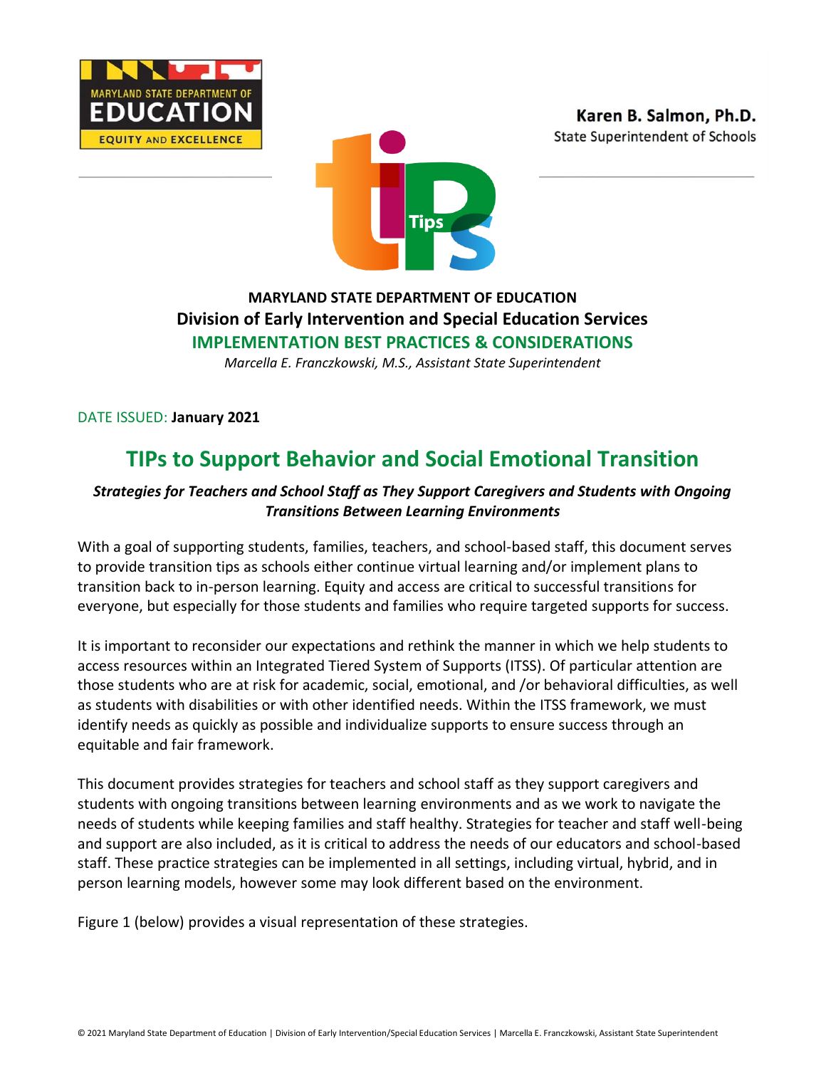Karen B. Salmon, Ph.D.
State Superintendent of Schools

**MARYLAND STATE DEPARTMENT OF EDUCATION**
**Division of Early Intervention and Special Education Services**
**IMPLEMENTATION BEST PRACTICES & CONSIDERATIONS**
*Marcella E. Franczkowski, M.S., Assistant State Superintendent*

DATE ISSUED: **January 2021**

# TIPs to Support Behavior and Social Emotional Transition

***Strategies for Teachers and School Staff as They Support Caregivers and Students with Ongoing Transitions Between Learning Environments***

With a goal of supporting students, families, teachers, and school-based staff, this document serves to provide transition tips as schools either continue virtual learning and/or implement plans to transition back to in-person learning. Equity and access are critical to successful transitions for everyone, but especially for those students and families who require targeted supports for success.

It is important to reconsider our expectations and rethink the manner in which we help students to access resources within an Integrated Tiered System of Supports (ITSS). Of particular attention are those students who are at risk for academic, social, emotional, and /or behavioral difficulties, as well as students with disabilities or with other identified needs. Within the ITSS framework, we must identify needs as quickly as possible and individualize supports to ensure success through an equitable and fair framework.

This document provides strategies for teachers and school staff as they support caregivers and students with ongoing transitions between learning environments and as we work to navigate the needs of students while keeping families and staff healthy. Strategies for teacher and staff well-being and support are also included, as it is critical to address the needs of our educators and school-based staff. These practice strategies can be implemented in all settings, including virtual, hybrid, and in person learning models, however some may look different based on the environment.

Figure 1 (below) provides a visual representation of these strategies.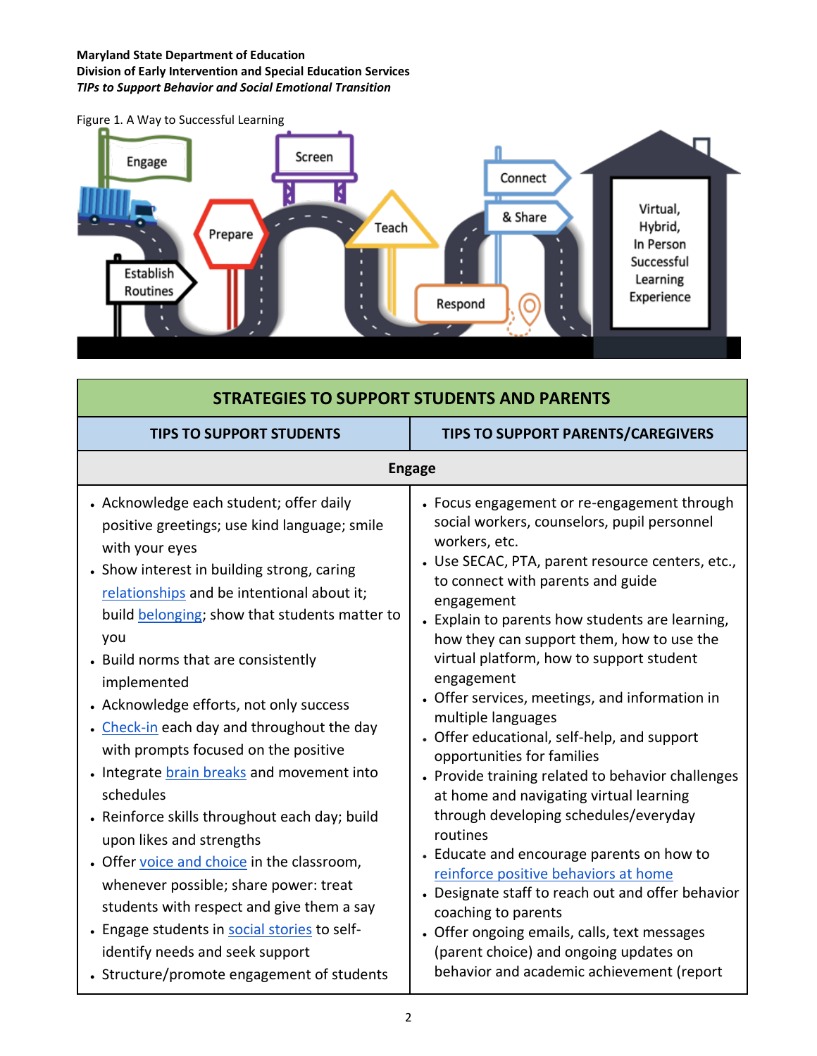Figure 1. A Way to Successful Learning

| STRATEGIES TO SUPPORT STUDENTS AND PARENTS | |
|---|---|
| **TIPS TO SUPPORT STUDENTS** | **TIPS TO SUPPORT PARENTS/CAREGIVERS** |
| **Engage** | |
| • Acknowledge each student; offer daily positive greetings; use kind language; smile with your eyes<br>• Show interest in building strong, caring relationships and be intentional about it; build belonging; show that students matter to you<br>• Build norms that are consistently implemented<br>• Acknowledge efforts, not only success<br>• Check-in each day and throughout the day with prompts focused on the positive<br>• Integrate brain breaks and movement into schedules<br>• Reinforce skills throughout each day; build upon likes and strengths<br>• Offer voice and choice in the classroom, whenever possible; share power: treat students with respect and give them a say<br>• Engage students in social stories to self-identify needs and seek support<br>• Structure/promote engagement of students | • Focus engagement or re-engagement through social workers, counselors, pupil personnel workers, etc.<br>• Use SECAC, PTA, parent resource centers, etc., to connect with parents and guide engagement<br>• Explain to parents how students are learning, how they can support them, how to use the virtual platform, how to support student engagement<br>• Offer services, meetings, and information in multiple languages<br>• Offer educational, self-help, and support opportunities for families<br>• Provide training related to behavior challenges at home and navigating virtual learning through developing schedules/everyday routines<br>• Educate and encourage parents on how to reinforce positive behaviors at home<br>• Designate staff to reach out and offer behavior coaching to parents<br>• Offer ongoing emails, calls, text messages (parent choice) and ongoing updates on behavior and academic achievement (report |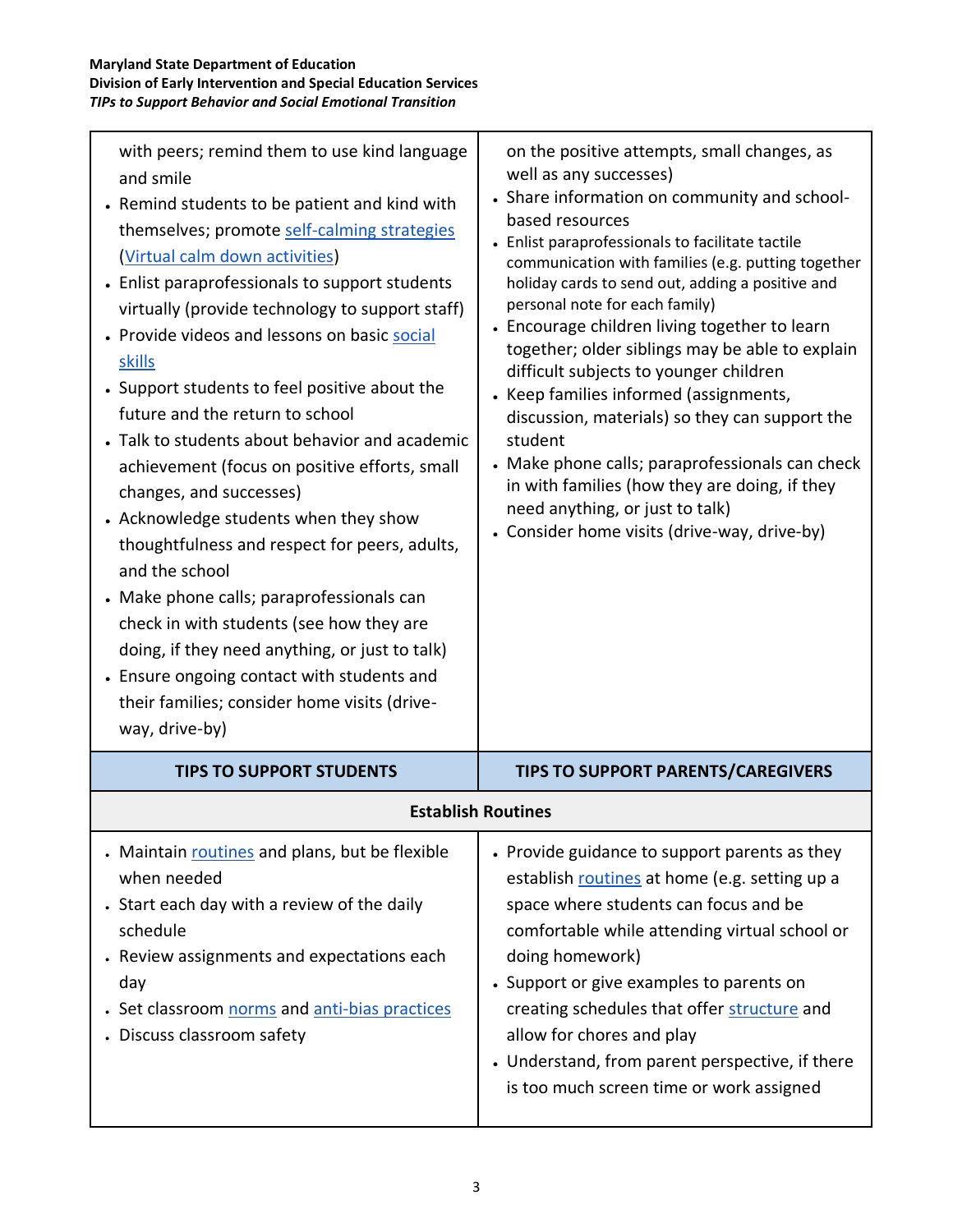| | |
|---|---|
| with peers; remind them to use kind language and smile<br>• Remind students to be patient and kind with themselves; promote self-calming strategies (Virtual calm down activities)<br>• Enlist paraprofessionals to support students virtually (provide technology to support staff)<br>• Provide videos and lessons on basic social skills<br>• Support students to feel positive about the future and the return to school<br>• Talk to students about behavior and academic achievement (focus on positive efforts, small changes, and successes)<br>• Acknowledge students when they show thoughtfulness and respect for peers, adults, and the school<br>• Make phone calls; paraprofessionals can check in with students (see how they are doing, if they need anything, or just to talk)<br>• Ensure ongoing contact with students and their families; consider home visits (drive-way, drive-by) | on the positive attempts, small changes, as well as any successes)<br>• Share information on community and school-based resources<br>• Enlist paraprofessionals to facilitate tactile communication with families (e.g. putting together holiday cards to send out, adding a positive and personal note for each family)<br>• Encourage children living together to learn together; older siblings may be able to explain difficult subjects to younger children<br>• Keep families informed (assignments, discussion, materials) so they can support the student<br>• Make phone calls; paraprofessionals can check in with families (how they are doing, if they need anything, or just to talk)<br>• Consider home visits (drive-way, drive-by) |
| **TIPS TO SUPPORT STUDENTS** | **TIPS TO SUPPORT PARENTS/CAREGIVERS** |
| **Establish Routines** | |
| • Maintain routines and plans, but be flexible when needed<br>• Start each day with a review of the daily schedule<br>• Review assignments and expectations each day<br>• Set classroom norms and anti-bias practices<br>• Discuss classroom safety | • Provide guidance to support parents as they establish routines at home (e.g. setting up a space where students can focus and be comfortable while attending virtual school or doing homework)<br>• Support or give examples to parents on creating schedules that offer structure and allow for chores and play<br>• Understand, from parent perspective, if there is too much screen time or work assigned |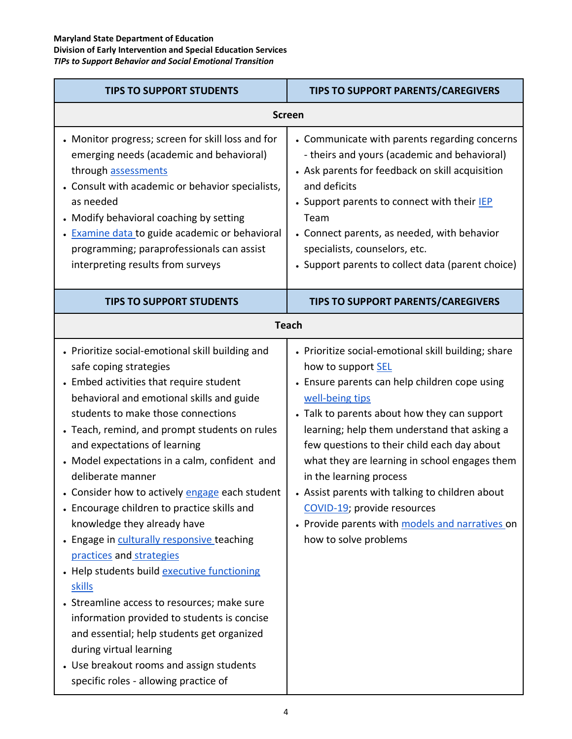| TIPS TO SUPPORT STUDENTS | TIPS TO SUPPORT PARENTS/CAREGIVERS |
|---|---|
| **Screen** | |
| • Monitor progress; screen for skill loss and for emerging needs (academic and behavioral) through assessments<br>• Consult with academic or behavior specialists, as needed<br>• Modify behavioral coaching by setting<br>• Examine data to guide academic or behavioral programming; paraprofessionals can assist interpreting results from surveys | • Communicate with parents regarding concerns - theirs and yours (academic and behavioral)<br>• Ask parents for feedback on skill acquisition and deficits<br>• Support parents to connect with their IEP Team<br>• Connect parents, as needed, with behavior specialists, counselors, etc.<br>• Support parents to collect data (parent choice) |

| TIPS TO SUPPORT STUDENTS | TIPS TO SUPPORT PARENTS/CAREGIVERS |
|---|---|
| **Teach** | |
| • Prioritize social-emotional skill building and safe coping strategies<br>• Embed activities that require student behavioral and emotional skills and guide students to make those connections<br>• Teach, remind, and prompt students on rules and expectations of learning<br>• Model expectations in a calm, confident and deliberate manner<br>• Consider how to actively engage each student<br>• Encourage children to practice skills and knowledge they already have<br>• Engage in culturally responsive teaching practices and strategies<br>• Help students build executive functioning skills<br>• Streamline access to resources; make sure information provided to students is concise and essential; help students get organized during virtual learning<br>• Use breakout rooms and assign students specific roles - allowing practice of | • Prioritize social-emotional skill building; share how to support SEL<br>• Ensure parents can help children cope using well-being tips<br>• Talk to parents about how they can support learning; help them understand that asking a few questions to their child each day about what they are learning in school engages them in the learning process<br>• Assist parents with talking to children about COVID-19; provide resources<br>• Provide parents with models and narratives on how to solve problems |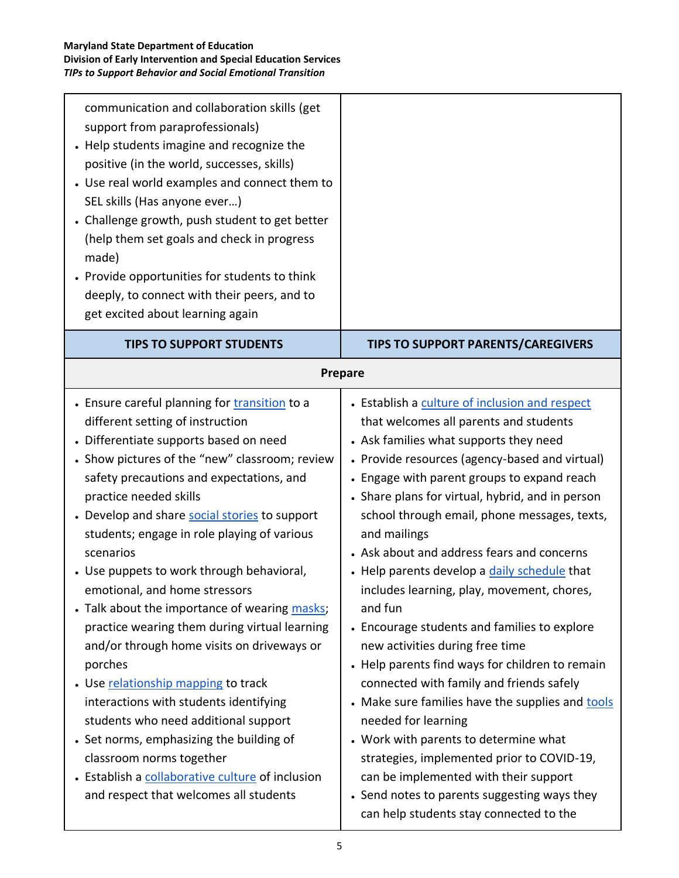| | |
|---|---|
| communication and collaboration skills (get support from paraprofessionals)<br>• Help students imagine and recognize the positive (in the world, successes, skills)<br>• Use real world examples and connect them to SEL skills (Has anyone ever…)<br>• Challenge growth, push student to get better (help them set goals and check in progress made)<br>• Provide opportunities for students to think deeply, to connect with their peers, and to get excited about learning again | |
| **TIPS TO SUPPORT STUDENTS** | **TIPS TO SUPPORT PARENTS/CAREGIVERS** |
| **Prepare** | |
| • Ensure careful planning for transition to a different setting of instruction<br>• Differentiate supports based on need<br>• Show pictures of the "new" classroom; review safety precautions and expectations, and practice needed skills<br>• Develop and share social stories to support students; engage in role playing of various scenarios<br>• Use puppets to work through behavioral, emotional, and home stressors<br>• Talk about the importance of wearing masks; practice wearing them during virtual learning and/or through home visits on driveways or porches<br>• Use relationship mapping to track interactions with students identifying students who need additional support<br>• Set norms, emphasizing the building of classroom norms together<br>• Establish a collaborative culture of inclusion and respect that welcomes all students | • Establish a culture of inclusion and respect that welcomes all parents and students<br>• Ask families what supports they need<br>• Provide resources (agency-based and virtual)<br>• Engage with parent groups to expand reach<br>• Share plans for virtual, hybrid, and in person school through email, phone messages, texts, and mailings<br>• Ask about and address fears and concerns<br>• Help parents develop a daily schedule that includes learning, play, movement, chores, and fun<br>• Encourage students and families to explore new activities during free time<br>• Help parents find ways for children to remain connected with family and friends safely<br>• Make sure families have the supplies and tools needed for learning<br>• Work with parents to determine what strategies, implemented prior to COVID-19, can be implemented with their support<br>• Send notes to parents suggesting ways they can help students stay connected to the |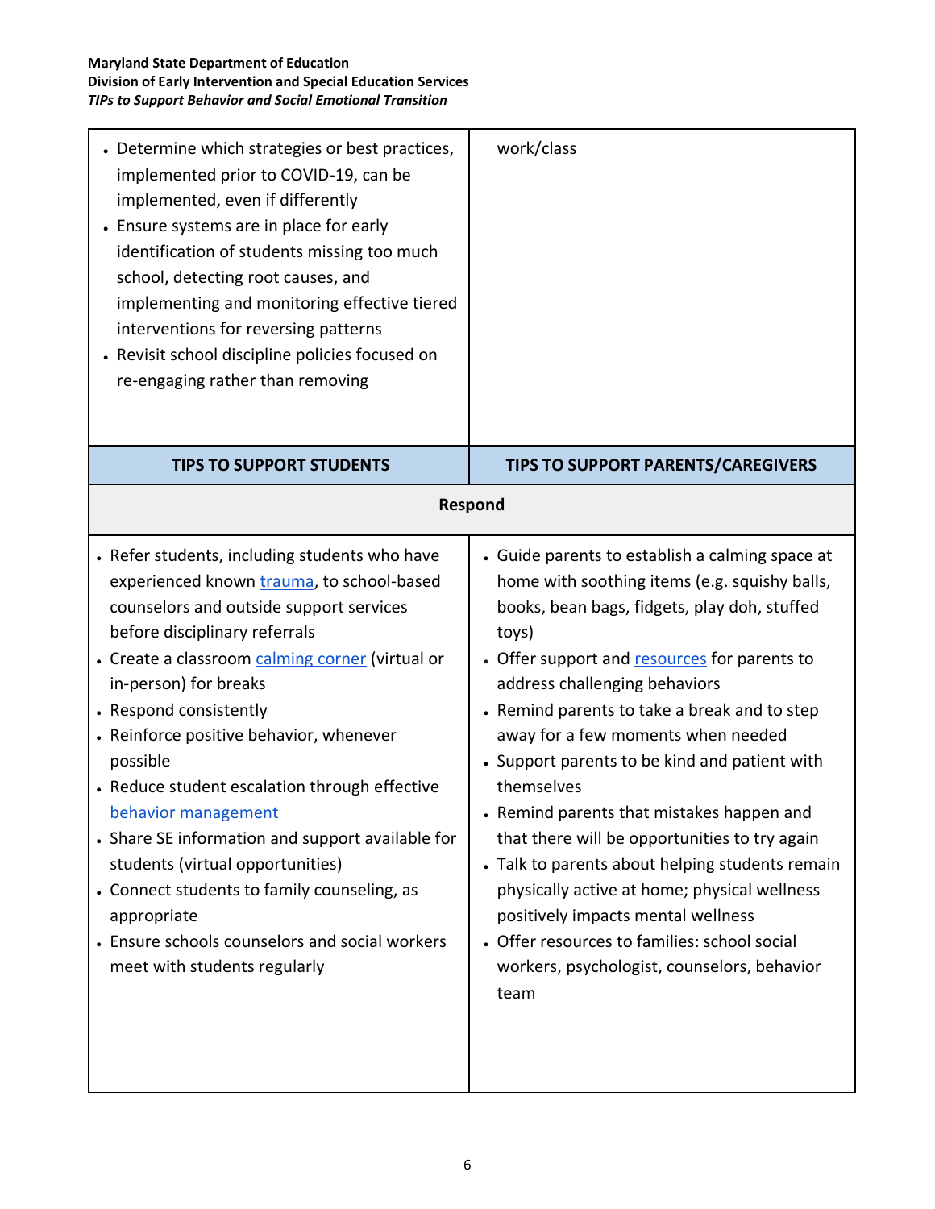| | |
|---|---|
| • Determine which strategies or best practices, implemented prior to COVID-19, can be implemented, even if differently<br>• Ensure systems are in place for early identification of students missing too much school, detecting root causes, and implementing and monitoring effective tiered interventions for reversing patterns<br>• Revisit school discipline policies focused on re-engaging rather than removing | work/class |
| **TIPS TO SUPPORT STUDENTS** | **TIPS TO SUPPORT PARENTS/CAREGIVERS** |
| **Respond** | |
| • Refer students, including students who have experienced known trauma, to school-based counselors and outside support services before disciplinary referrals<br>• Create a classroom calming corner (virtual or in-person) for breaks<br>• Respond consistently<br>• Reinforce positive behavior, whenever possible<br>• Reduce student escalation through effective behavior management<br>• Share SE information and support available for students (virtual opportunities)<br>• Connect students to family counseling, as appropriate<br>• Ensure schools counselors and social workers meet with students regularly | • Guide parents to establish a calming space at home with soothing items (e.g. squishy balls, books, bean bags, fidgets, play doh, stuffed toys)<br>• Offer support and resources for parents to address challenging behaviors<br>• Remind parents to take a break and to step away for a few moments when needed<br>• Support parents to be kind and patient with themselves<br>• Remind parents that mistakes happen and that there will be opportunities to try again<br>• Talk to parents about helping students remain physically active at home; physical wellness positively impacts mental wellness<br>• Offer resources to families: school social workers, psychologist, counselors, behavior team |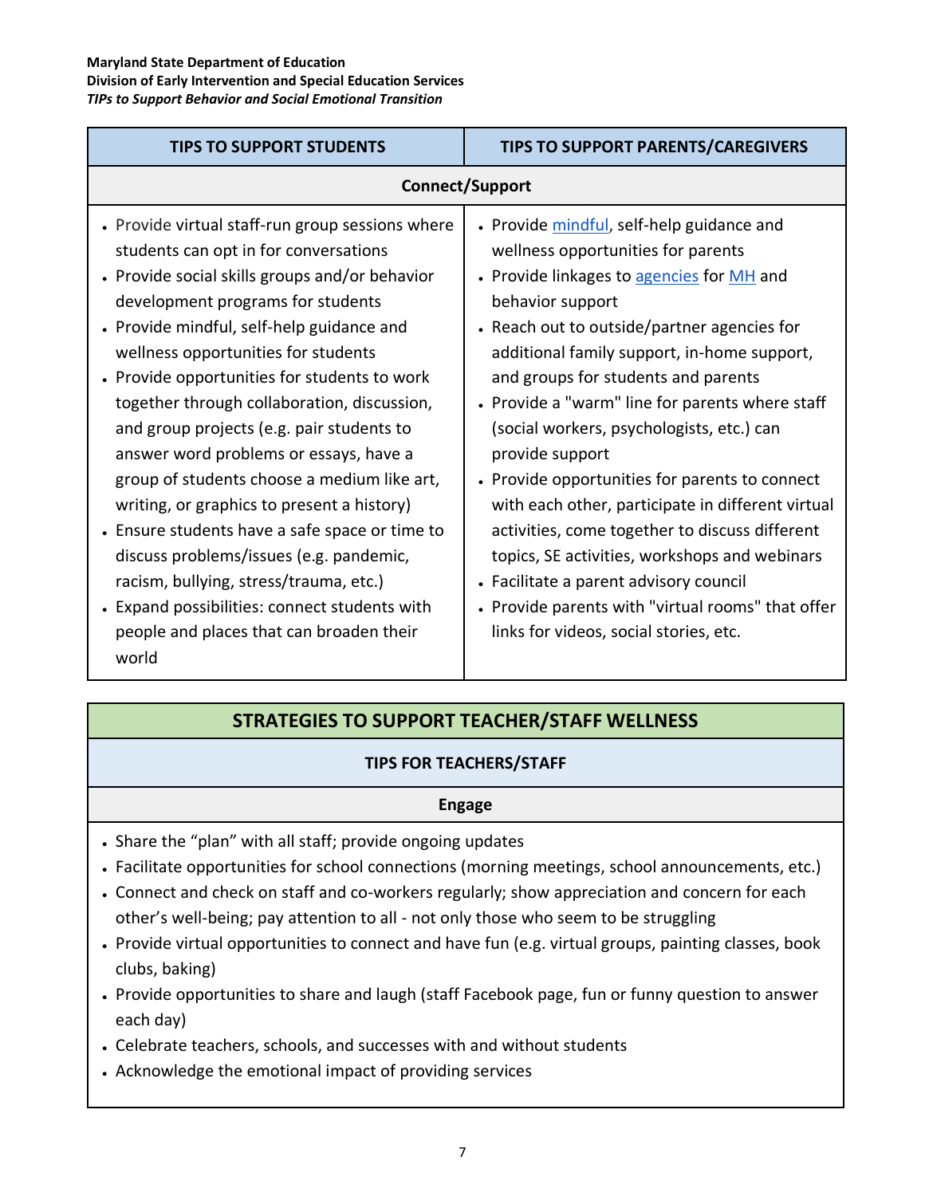| TIPS TO SUPPORT STUDENTS | TIPS TO SUPPORT PARENTS/CAREGIVERS |
|---|---|
| **Connect/Support** | |
| • Provide virtual staff-run group sessions where students can opt in for conversations<br>• Provide social skills groups and/or behavior development programs for students<br>• Provide mindful, self-help guidance and wellness opportunities for students<br>• Provide opportunities for students to work together through collaboration, discussion, and group projects (e.g. pair students to answer word problems or essays, have a group of students choose a medium like art, writing, or graphics to present a history)<br>• Ensure students have a safe space or time to discuss problems/issues (e.g. pandemic, racism, bullying, stress/trauma, etc.)<br>• Expand possibilities: connect students with people and places that can broaden their world | • Provide mindful, self-help guidance and wellness opportunities for parents<br>• Provide linkages to agencies for MH and behavior support<br>• Reach out to outside/partner agencies for additional family support, in-home support, and groups for students and parents<br>• Provide a "warm" line for parents where staff (social workers, psychologists, etc.) can provide support<br>• Provide opportunities for parents to connect with each other, participate in different virtual activities, come together to discuss different topics, SE activities, workshops and webinars<br>• Facilitate a parent advisory council<br>• Provide parents with "virtual rooms" that offer links for videos, social stories, etc. |

## STRATEGIES TO SUPPORT TEACHER/STAFF WELLNESS

### TIPS FOR TEACHERS/STAFF

**Engage**

- Share the “plan” with all staff; provide ongoing updates
- Facilitate opportunities for school connections (morning meetings, school announcements, etc.)
- Connect and check on staff and co-workers regularly; show appreciation and concern for each other’s well-being; pay attention to all - not only those who seem to be struggling
- Provide virtual opportunities to connect and have fun (e.g. virtual groups, painting classes, book clubs, baking)
- Provide opportunities to share and laugh (staff Facebook page, fun or funny question to answer each day)
- Celebrate teachers, schools, and successes with and without students
- Acknowledge the emotional impact of providing services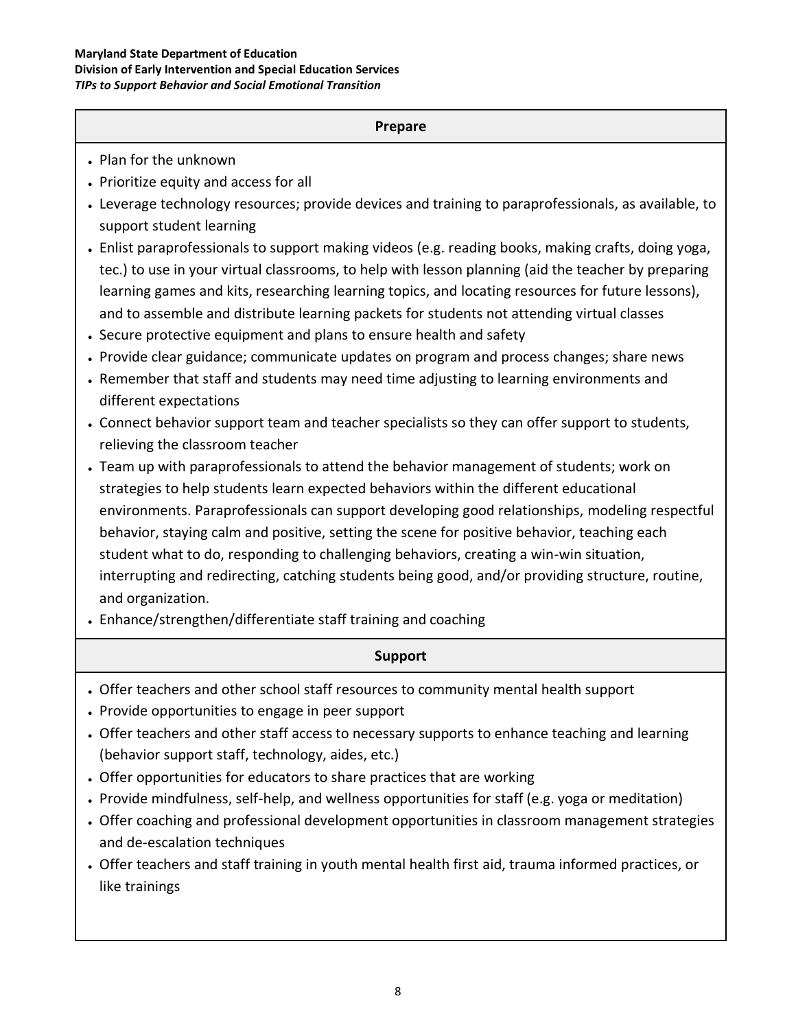| Prepare |
| --- |
| • Plan for the unknown<br>• Prioritize equity and access for all<br>• Leverage technology resources; provide devices and training to paraprofessionals, as available, to support student learning<br>• Enlist paraprofessionals to support making videos (e.g. reading books, making crafts, doing yoga, tec.) to use in your virtual classrooms, to help with lesson planning (aid the teacher by preparing learning games and kits, researching learning topics, and locating resources for future lessons), and to assemble and distribute learning packets for students not attending virtual classes<br>• Secure protective equipment and plans to ensure health and safety<br>• Provide clear guidance; communicate updates on program and process changes; share news<br>• Remember that staff and students may need time adjusting to learning environments and different expectations<br>• Connect behavior support team and teacher specialists so they can offer support to students, relieving the classroom teacher<br>• Team up with paraprofessionals to attend the behavior management of students; work on strategies to help students learn expected behaviors within the different educational environments. Paraprofessionals can support developing good relationships, modeling respectful behavior, staying calm and positive, setting the scene for positive behavior, teaching each student what to do, responding to challenging behaviors, creating a win-win situation, interrupting and redirecting, catching students being good, and/or providing structure, routine, and organization.<br>• Enhance/strengthen/differentiate staff training and coaching |
| **Support** |
| • Offer teachers and other school staff resources to community mental health support<br>• Provide opportunities to engage in peer support<br>• Offer teachers and other staff access to necessary supports to enhance teaching and learning (behavior support staff, technology, aides, etc.)<br>• Offer opportunities for educators to share practices that are working<br>• Provide mindfulness, self-help, and wellness opportunities for staff (e.g. yoga or meditation)<br>• Offer coaching and professional development opportunities in classroom management strategies and de-escalation techniques<br>• Offer teachers and staff training in youth mental health first aid, trauma informed practices, or like trainings |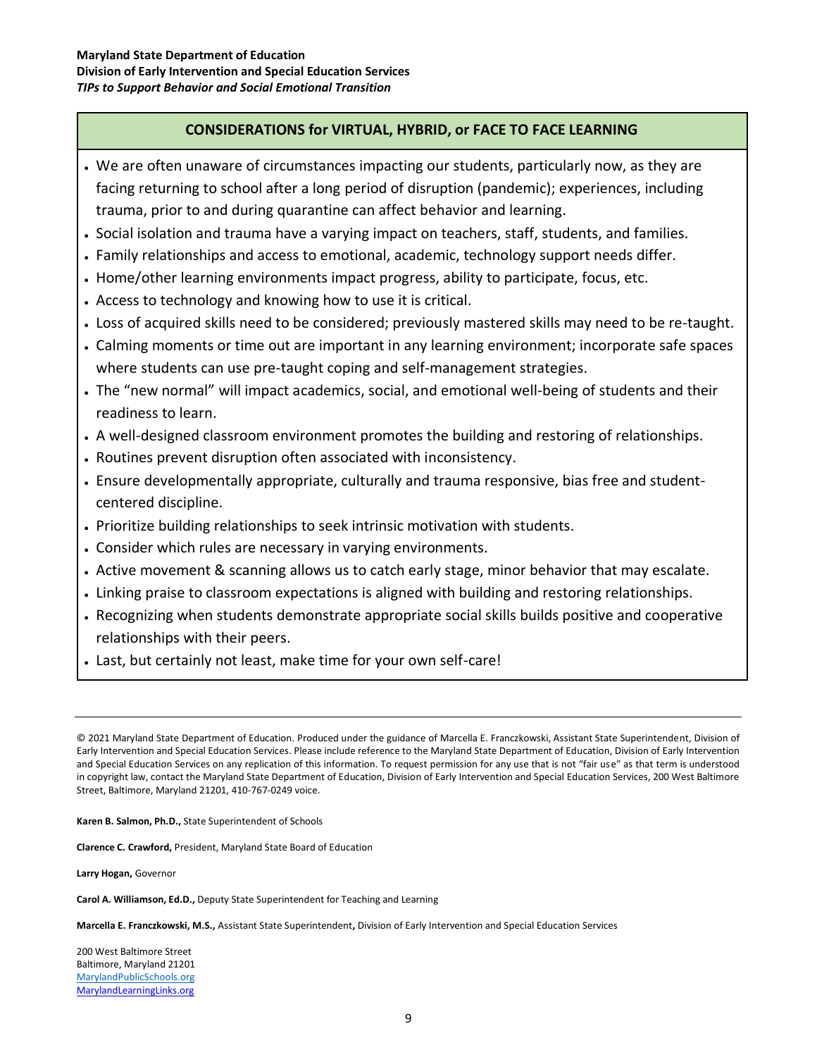**Maryland State Department of Education**
**Division of Early Intervention and Special Education Services**
***TIPs to Support Behavior and Social Emotional Transition***

## CONSIDERATIONS for VIRTUAL, HYBRID, or FACE TO FACE LEARNING

- We are often unaware of circumstances impacting our students, particularly now, as they are facing returning to school after a long period of disruption (pandemic); experiences, including trauma, prior to and during quarantine can affect behavior and learning.
- Social isolation and trauma have a varying impact on teachers, staff, students, and families.
- Family relationships and access to emotional, academic, technology support needs differ.
- Home/other learning environments impact progress, ability to participate, focus, etc.
- Access to technology and knowing how to use it is critical.
- Loss of acquired skills need to be considered; previously mastered skills may need to be re-taught.
- Calming moments or time out are important in any learning environment; incorporate safe spaces where students can use pre-taught coping and self-management strategies.
- The "new normal" will impact academics, social, and emotional well-being of students and their readiness to learn.
- A well-designed classroom environment promotes the building and restoring of relationships.
- Routines prevent disruption often associated with inconsistency.
- Ensure developmentally appropriate, culturally and trauma responsive, bias free and student-centered discipline.
- Prioritize building relationships to seek intrinsic motivation with students.
- Consider which rules are necessary in varying environments.
- Active movement & scanning allows us to catch early stage, minor behavior that may escalate.
- Linking praise to classroom expectations is aligned with building and restoring relationships.
- Recognizing when students demonstrate appropriate social skills builds positive and cooperative relationships with their peers.
- Last, but certainly not least, make time for your own self-care!

---

© 2021 Maryland State Department of Education. Produced under the guidance of Marcella E. Franczkowski, Assistant State Superintendent, Division of Early Intervention and Special Education Services. Please include reference to the Maryland State Department of Education, Division of Early Intervention and Special Education Services on any replication of this information. To request permission for any use that is not "fair use" as that term is understood in copyright law, contact the Maryland State Department of Education, Division of Early Intervention and Special Education Services, 200 West Baltimore Street, Baltimore, Maryland 21201, 410-767-0249 voice.

**Karen B. Salmon, Ph.D.,** State Superintendent of Schools

**Clarence C. Crawford,** President, Maryland State Board of Education

**Larry Hogan,** Governor

**Carol A. Williamson, Ed.D.,** Deputy State Superintendent for Teaching and Learning

**Marcella E. Franczkowski, M.S.,** Assistant State Superintendent**,** Division of Early Intervention and Special Education Services

200 West Baltimore Street
Baltimore, Maryland 21201
MarylandPublicSchools.org
MarylandLearningLinks.org